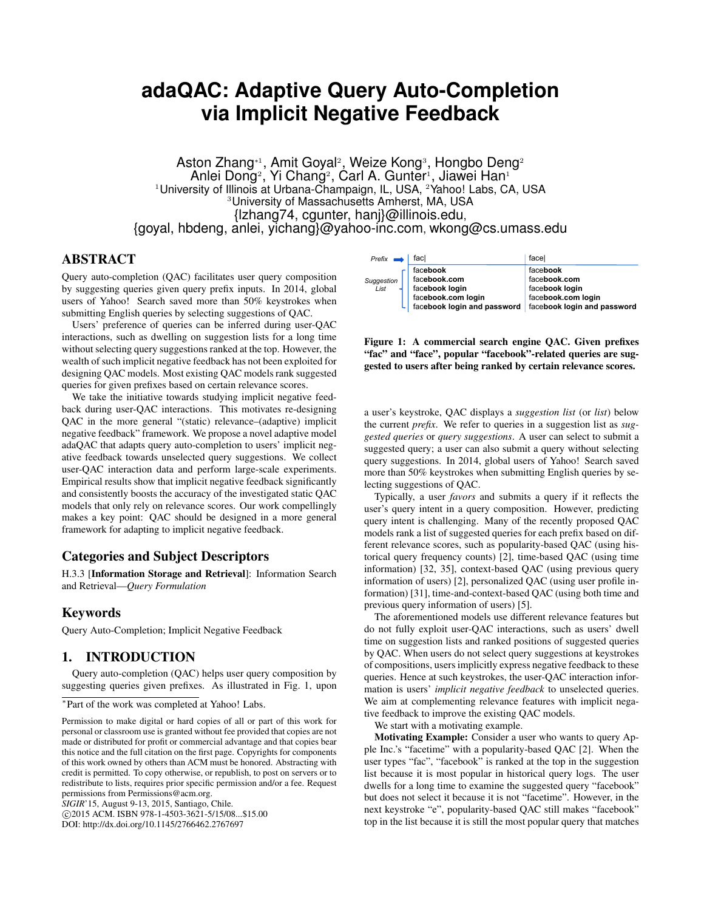# adaQAC: Adaptive Query Auto-Completion via Implicit Negative Feedback

Aston Zhang[*1], Amit Goyal[2], Weize Kong[3], Hongbo Deng[2]
Anlei Dong[2], Yi Chang[2], Carl A. Gunter[1], Jiawei Han[1]

[1]University of Illinois at Urbana-Champaign, IL, USA, [2]Yahoo! Labs, CA, USA
[3]University of Massachusetts Amherst, MA, USA
{lzhang74, cgunter, hanj}@illinois.edu,
{goyal, hbdeng, anlei, yichang}@yahoo-inc.com, wkong@cs.umass.edu

## ABSTRACT

Query auto-completion (QAC) facilitates user query composition by suggesting queries given query prefix inputs. In 2014, global users of Yahoo! Search saved more than 50% keystrokes when submitting English queries by selecting suggestions of QAC.

Users' preference of queries can be inferred during user-QAC interactions, such as dwelling on suggestion lists for a long time without selecting query suggestions ranked at the top. However, the wealth of such implicit negative feedback has not been exploited for designing QAC models. Most existing QAC models rank suggested queries for given prefixes based on certain relevance scores.

We take the initiative towards studying implicit negative feedback during user-QAC interactions. This motivates re-designing QAC in the more general "(static) relevance–(adaptive) implicit negative feedback" framework. We propose a novel adaptive model adaQAC that adapts query auto-completion to users' implicit negative feedback towards unselected query suggestions. We collect user-QAC interaction data and perform large-scale experiments. Empirical results show that implicit negative feedback significantly and consistently boosts the accuracy of the investigated static QAC models that only rely on relevance scores. Our work compellingly makes a key point: QAC should be designed in a more general framework for adapting to implicit negative feedback.

## Categories and Subject Descriptors

H.3.3 [**Information Storage and Retrieval**]: Information Search and Retrieval—*Query Formulation*

## Keywords

Query Auto-Completion; Implicit Negative Feedback

## 1. INTRODUCTION

Query auto-completion (QAC) helps user query composition by suggesting queries given prefixes. As illustrated in Fig. 1, upon a user's keystroke, QAC displays a *suggestion list* (or *list*) below the current *prefix*. We refer to queries in a suggestion list as *suggested queries* or *query suggestions*. A user can select to submit a suggested query; a user can also submit a query without selecting query suggestions. In 2014, global users of Yahoo! Search saved more than 50% keystrokes when submitting English queries by selecting suggestions of QAC.

| Prefix | fac\| | face\| |
|---|---|---|
| Suggestion List | **fac**ebook | **face**book |
| | **fac**ebook.com | **face**book.com |
| | **fac**ebook login | **face**book login |
| | **fac**ebook.com login | **face**book.com login |
| | **fac**ebook login and password | **face**book login and password |

**Figure 1: A commercial search engine QAC. Given prefixes "fac" and "face", popular "facebook"-related queries are suggested to users after being ranked by certain relevance scores.**

Typically, a user *favors* and submits a query if it reflects the user's query intent in a query composition. However, predicting query intent is challenging. Many of the recently proposed QAC models rank a list of suggested queries for each prefix based on different relevance scores, such as popularity-based QAC (using historical query frequency counts) [2], time-based QAC (using time information) [32, 35], context-based QAC (using previous query information of users) [2], personalized QAC (using user profile information) [31], time-and-context-based QAC (using both time and previous query information of users) [5].

The aforementioned models use different relevance features but do not fully exploit user-QAC interactions, such as users' dwell time on suggestion lists and ranked positions of suggested queries by QAC. When users do not select query suggestions at keystrokes of compositions, users implicitly express negative feedback to these queries. Hence at such keystrokes, the user-QAC interaction information is users' *implicit negative feedback* to unselected queries. We aim at complementing relevance features with implicit negative feedback to improve the existing QAC models.

We start with a motivating example.

**Motivating Example:** Consider a user who wants to query Apple Inc.'s "facetime" with a popularity-based QAC [2]. When the user types "fac", "facebook" is ranked at the top in the suggestion list because it is most popular in historical query logs. The user dwells for a long time to examine the suggested query "facebook" but does not select it because it is not "facetime". However, in the next keystroke "e", popularity-based QAC still makes "facebook" top in the list because it is still the most popular query that matches

---

*Part of the work was completed at Yahoo! Labs.

Permission to make digital or hard copies of all or part of this work for personal or classroom use is granted without fee provided that copies are not made or distributed for profit or commercial advantage and that copies bear this notice and the full citation on the first page. Copyrights for components of this work owned by others than ACM must be honored. Abstracting with credit is permitted. To copy otherwise, or republish, to post on servers or to redistribute to lists, requires prior specific permission and/or a fee. Request permissions from Permissions@acm.org.
*SIGIR'15*, August 9-13, 2015, Santiago, Chile.
©2015 ACM. ISBN 978-1-4503-3621-5/15/08...$15.00
DOI: http://dx.doi.org/10.1145/2766462.2767697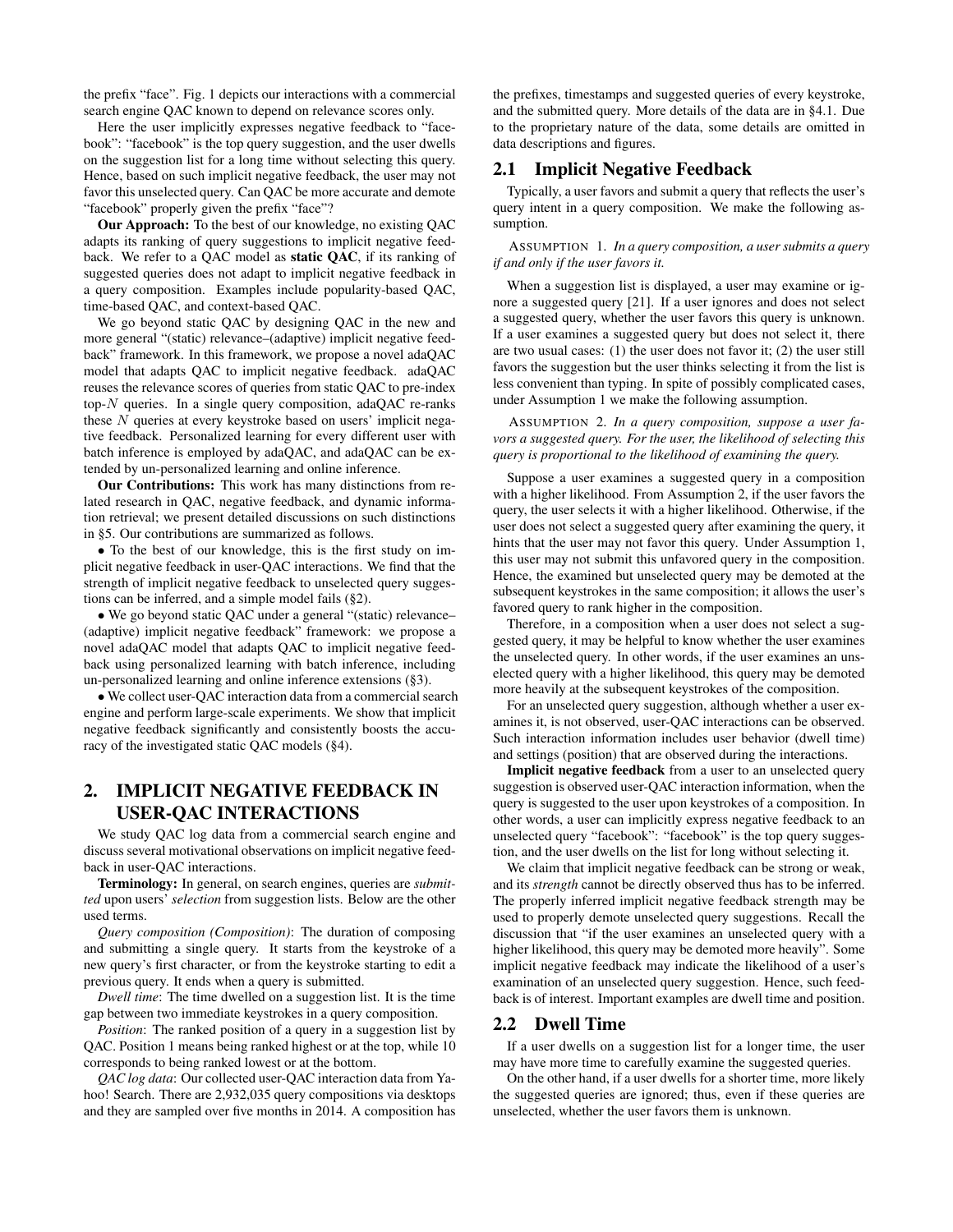the prefix "face". Fig. 1 depicts our interactions with a commercial search engine QAC known to depend on relevance scores only.

Here the user implicitly expresses negative feedback to "facebook": "facebook" is the top query suggestion, and the user dwells on the suggestion list for a long time without selecting this query. Hence, based on such implicit negative feedback, the user may not favor this unselected query. Can QAC be more accurate and demote "facebook" properly given the prefix "face"?

**Our Approach:** To the best of our knowledge, no existing QAC adapts its ranking of query suggestions to implicit negative feedback. We refer to a QAC model as **static QAC**, if its ranking of suggested queries does not adapt to implicit negative feedback in a query composition. Examples include popularity-based QAC, time-based QAC, and context-based QAC.

We go beyond static QAC by designing QAC in the new and more general "(static) relevance–(adaptive) implicit negative feedback" framework. In this framework, we propose a novel adaQAC model that adapts QAC to implicit negative feedback. adaQAC reuses the relevance scores of queries from static QAC to pre-index top-$N$ queries. In a single query composition, adaQAC re-ranks these $N$ queries at every keystroke based on users' implicit negative feedback. Personalized learning for every different user with batch inference is employed by adaQAC, and adaQAC can be extended by un-personalized learning and online inference.

**Our Contributions:** This work has many distinctions from related research in QAC, negative feedback, and dynamic information retrieval; we present detailed discussions on such distinctions in §5. Our contributions are summarized as follows.

- To the best of our knowledge, this is the first study on implicit negative feedback in user-QAC interactions. We find that the strength of implicit negative feedback to unselected query suggestions can be inferred, and a simple model fails (§2).
- We go beyond static QAC under a general "(static) relevance–(adaptive) implicit negative feedback" framework: we propose a novel adaQAC model that adapts QAC to implicit negative feedback using personalized learning with batch inference, including un-personalized learning and online inference extensions (§3).
- We collect user-QAC interaction data from a commercial search engine and perform large-scale experiments. We show that implicit negative feedback significantly and consistently boosts the accuracy of the investigated static QAC models (§4).

## 2. IMPLICIT NEGATIVE FEEDBACK IN USER-QAC INTERACTIONS

We study QAC log data from a commercial search engine and discuss several motivational observations on implicit negative feedback in user-QAC interactions.

**Terminology:** In general, on search engines, queries are *submitted* upon users' *selection* from suggestion lists. Below are the other used terms.

*Query composition (Composition)*: The duration of composing and submitting a single query. It starts from the keystroke of a new query's first character, or from the keystroke starting to edit a previous query. It ends when a query is submitted.

*Dwell time*: The time dwelled on a suggestion list. It is the time gap between two immediate keystrokes in a query composition.

*Position*: The ranked position of a query in a suggestion list by QAC. Position 1 means being ranked highest or at the top, while 10 corresponds to being ranked lowest or at the bottom.

*QAC log data*: Our collected user-QAC interaction data from Yahoo! Search. There are 2,932,035 query compositions via desktops and they are sampled over five months in 2014. A composition has the prefixes, timestamps and suggested queries of every keystroke, and the submitted query. More details of the data are in §4.1. Due to the proprietary nature of the data, some details are omitted in data descriptions and figures.

### 2.1 Implicit Negative Feedback

Typically, a user favors and submit a query that reflects the user's query intent in a query composition. We make the following assumption.

ASSUMPTION 1. *In a query composition, a user submits a query if and only if the user favors it.*

When a suggestion list is displayed, a user may examine or ignore a suggested query [21]. If a user ignores and does not select a suggested query, whether the user favors this query is unknown. If a user examines a suggested query but does not select it, there are two usual cases: (1) the user does not favor it; (2) the user still favors the suggestion but the user thinks selecting it from the list is less convenient than typing. In spite of possibly complicated cases, under Assumption 1 we make the following assumption.

ASSUMPTION 2. *In a query composition, suppose a user favors a suggested query. For the user, the likelihood of selecting this query is proportional to the likelihood of examining the query.*

Suppose a user examines a suggested query in a composition with a higher likelihood. From Assumption 2, if the user favors the query, the user selects it with a higher likelihood. Otherwise, if the user does not select a suggested query after examining the query, it hints that the user may not favor this query. Under Assumption 1, this user may not submit this unfavored query in the composition. Hence, the examined but unselected query may be demoted at the subsequent keystrokes in the same composition; it allows the user's favored query to rank higher in the composition.

Therefore, in a composition when a user does not select a suggested query, it may be helpful to know whether the user examines the unselected query. In other words, if the user examines an unselected query with a higher likelihood, this query may be demoted more heavily at the subsequent keystrokes of the composition.

For an unselected query suggestion, although whether a user examines it, is not observed, user-QAC interactions can be observed. Such interaction information includes user behavior (dwell time) and settings (position) that are observed during the interactions.

**Implicit negative feedback** from a user to an unselected query suggestion is observed user-QAC interaction information, when the query is suggested to the user upon keystrokes of a composition. In other words, a user can implicitly express negative feedback to an unselected query "facebook": "facebook" is the top query suggestion, and the user dwells on the list for long without selecting it.

We claim that implicit negative feedback can be strong or weak, and its *strength* cannot be directly observed thus has to be inferred. The properly inferred implicit negative feedback strength may be used to properly demote unselected query suggestions. Recall the discussion that "if the user examines an unselected query with a higher likelihood, this query may be demoted more heavily". Some implicit negative feedback may indicate the likelihood of a user's examination of an unselected query suggestion. Hence, such feedback is of interest. Important examples are dwell time and position.

### 2.2 Dwell Time

If a user dwells on a suggestion list for a longer time, the user may have more time to carefully examine the suggested queries.

On the other hand, if a user dwells for a shorter time, more likely the suggested queries are ignored; thus, even if these queries are unselected, whether the user favors them is unknown.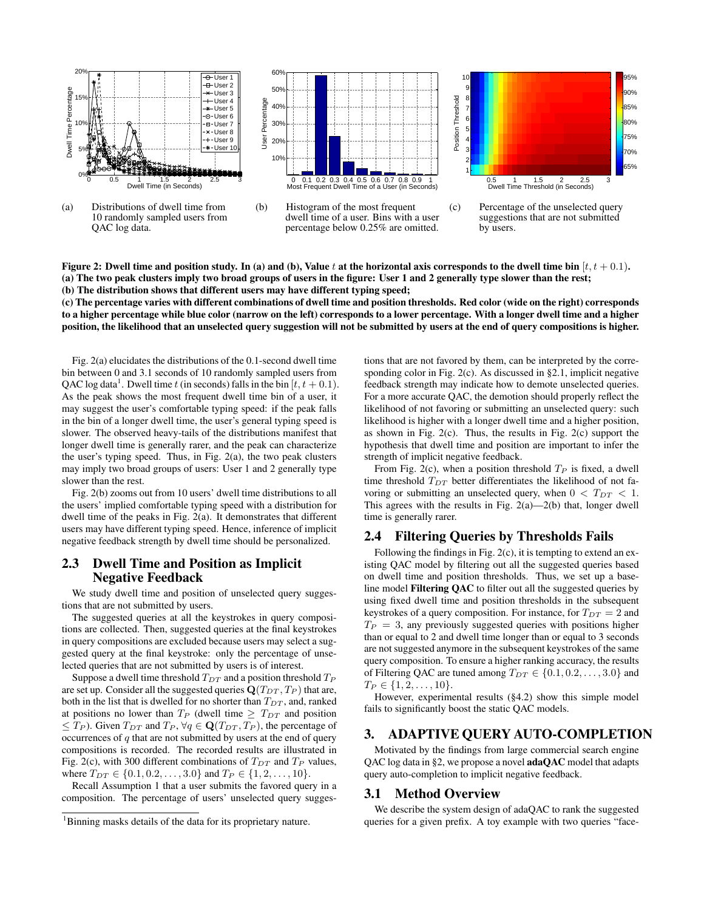(a) Distributions of dwell time from 10 randomly sampled users from QAC log data.

(b) Histogram of the most frequent dwell time of a user. Bins with a user percentage below 0.25% are omitted.

(c) Percentage of the unselected query suggestions that are not submitted by users.

**Figure 2: Dwell time and position study. In (a) and (b), Value $t$ at the horizontal axis corresponds to the dwell time bin $[t, t + 0.1)$.**
**(a) The two peak clusters imply two broad groups of users in the figure: User 1 and 2 generally type slower than the rest;**
**(b) The distribution shows that different users may have different typing speed;**
**(c) The percentage varies with different combinations of dwell time and position thresholds. Red color (wide on the right) corresponds to a higher percentage while blue color (narrow on the left) corresponds to a lower percentage. With a longer dwell time and a higher position, the likelihood that an unselected query suggestion will not be submitted by users at the end of query compositions is higher.**

Fig. 2(a) elucidates the distributions of the 0.1-second dwell time bin between 0 and 3.1 seconds of 10 randomly sampled users from QAC log data[1]. Dwell time $t$ (in seconds) falls in the bin $[t, t+0.1)$. As the peak shows the most frequent dwell time bin of a user, it may suggest the user's comfortable typing speed: if the peak falls in the bin of a longer dwell time, the user's general typing speed is slower. The observed heavy-tails of the distributions manifest that longer dwell time is generally rarer, and the peak can characterize the user's typing speed. Thus, in Fig. 2(a), the two peak clusters may imply two broad groups of users: User 1 and 2 generally type slower than the rest.

Fig. 2(b) zooms out from 10 users' dwell time distributions to all the users' implied comfortable typing speed with a distribution for dwell time of the peaks in Fig. 2(a). It demonstrates that different users may have different typing speed. Hence, inference of implicit negative feedback strength by dwell time should be personalized.

## 2.3 Dwell Time and Position as Implicit Negative Feedback

We study dwell time and position of unselected query suggestions that are not submitted by users.

The suggested queries at all the keystrokes in query compositions are collected. Then, suggested queries at the final keystrokes in query compositions are excluded because users may select a suggested query at the final keystroke: only the percentage of unselected queries that are not submitted by users is of interest.

Suppose a dwell time threshold $T_{DT}$ and a position threshold $T_P$ are set up. Consider all the suggested queries $\mathbf{Q}(T_{DT}, T_P)$ that are, both in the list that is dwelled for no shorter than $T_{DT}$, and, ranked at positions no lower than $T_P$ (dwell time $\geq T_{DT}$ and position $\leq T_P$). Given $T_{DT}$ and $T_P$, $\forall q \in \mathbf{Q}(T_{DT}, T_P)$, the percentage of occurrences of $q$ that are not submitted by users at the end of query compositions is recorded. The recorded results are illustrated in Fig. 2(c), with 300 different combinations of $T_{DT}$ and $T_P$ values, where $T_{DT} \in \{0.1, 0.2, \ldots, 3.0\}$ and $T_P \in \{1, 2, \ldots, 10\}$.

Recall Assumption 1 that a user submits the favored query in a composition. The percentage of users' unselected query suggestions that are not favored by them, can be interpreted by the corresponding color in Fig. 2(c). As discussed in §2.1, implicit negative feedback strength may indicate how to demote unselected queries. For a more accurate QAC, the demotion should properly reflect the likelihood of not favoring or submitting an unselected query: such likelihood is higher with a longer dwell time and a higher position, as shown in Fig. 2(c). Thus, the results in Fig. 2(c) support the hypothesis that dwell time and position are important to infer the strength of implicit negative feedback.

From Fig. 2(c), when a position threshold $T_P$ is fixed, a dwell time threshold $T_{DT}$ better differentiates the likelihood of not favoring or submitting an unselected query, when $0 < T_{DT} < 1$. This agrees with the results in Fig. 2(a)—2(b) that, longer dwell time is generally rarer.

## 2.4 Filtering Queries by Thresholds Fails

Following the findings in Fig. 2(c), it is tempting to extend an existing QAC model by filtering out all the suggested queries based on dwell time and position thresholds. Thus, we set up a baseline model **Filtering QAC** to filter out all the suggested queries by using fixed dwell time and position thresholds in the subsequent keystrokes of a query composition. For instance, for $T_{DT} = 2$ and $T_P = 3$, any previously suggested queries with positions higher than or equal to 2 and dwell time longer than or equal to 3 seconds are not suggested anymore in the subsequent keystrokes of the same query composition. To ensure a higher ranking accuracy, the results of Filtering QAC are tuned among $T_{DT} \in \{0.1, 0.2, \ldots, 3.0\}$ and $T_P \in \{1, 2, \ldots, 10\}$.

However, experimental results (§4.2) show this simple model fails to significantly boost the static QAC models.

# 3. ADAPTIVE QUERY AUTO-COMPLETION

Motivated by the findings from large commercial search engine QAC log data in §2, we propose a novel **adaQAC** model that adapts query auto-completion to implicit negative feedback.

## 3.1 Method Overview

We describe the system design of adaQAC to rank the suggested queries for a given prefix. A toy example with two queries "face-

[1]Binning masks details of the data for its proprietary nature.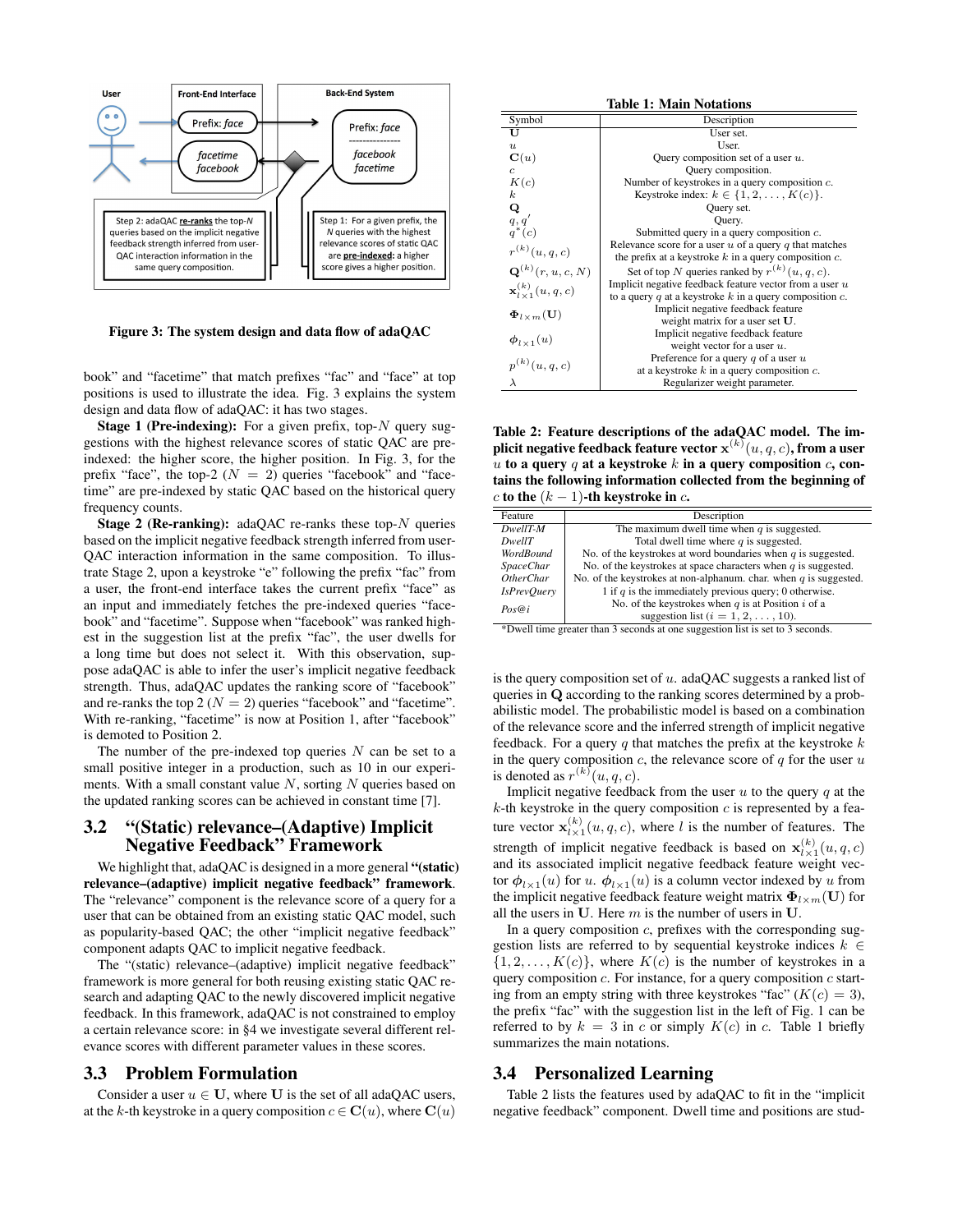Figure 3: The system design and data flow of adaQAC

book" and "facetime" that match prefixes "fac" and "face" at top positions is used to illustrate the idea. Fig. 3 explains the system design and data flow of adaQAC: it has two stages.

**Stage 1 (Pre-indexing):** For a given prefix, top-$N$ query suggestions with the highest relevance scores of static QAC are pre-indexed: the higher score, the higher position. In Fig. 3, for the prefix "face", the top-2 ($N = 2$) queries "facebook" and "facetime" are pre-indexed by static QAC based on the historical query frequency counts.

**Stage 2 (Re-ranking):** adaQAC re-ranks these top-$N$ queries based on the implicit negative feedback strength inferred from user-QAC interaction information in the same composition. To illustrate Stage 2, upon a keystroke "e" following the prefix "fac" from a user, the front-end interface takes the current prefix "face" as an input and immediately fetches the pre-indexed queries "facebook" and "facetime". Suppose when "facebook" was ranked highest in the suggestion list at the prefix "fac", the user dwells for a long time but does not select it. With this observation, suppose adaQAC is able to infer the user's implicit negative feedback strength. Thus, adaQAC updates the ranking score of "facebook" and re-ranks the top 2 ($N = 2$) queries "facebook" and "facetime". With re-ranking, "facetime" is now at Position 1, after "facebook" is demoted to Position 2.

The number of the pre-indexed top queries $N$ can be set to a small positive integer in a production, such as 10 in our experiments. With a small constant value $N$, sorting $N$ queries based on the updated ranking scores can be achieved in constant time [7].

## 3.2 "(Static) relevance–(Adaptive) Implicit Negative Feedback" Framework

We highlight that, adaQAC is designed in a more general **"(static) relevance–(adaptive) implicit negative feedback" framework**. The "relevance" component is the relevance score of a query for a user that can be obtained from an existing static QAC model, such as popularity-based QAC; the other "implicit negative feedback" component adapts QAC to implicit negative feedback.

The "(static) relevance–(adaptive) implicit negative feedback" framework is more general for both reusing existing static QAC research and adapting QAC to the newly discovered implicit negative feedback. In this framework, adaQAC is not constrained to employ a certain relevance score: in §4 we investigate several different relevance scores with different parameter values in these scores.

## 3.3 Problem Formulation

Consider a user $u \in \mathbf{U}$, where $\mathbf{U}$ is the set of all adaQAC users, at the $k$-th keystroke in a query composition $c \in \mathbf{C}(u)$, where $\mathbf{C}(u)$ is the query composition set of $u$. adaQAC suggests a ranked list of queries in $\mathbf{Q}$ according to the ranking scores determined by a probabilistic model. The probabilistic model is based on a combination of the relevance score and the inferred strength of implicit negative feedback. For a query $q$ that matches the prefix at the keystroke $k$ in the query composition $c$, the relevance score of $q$ for the user $u$ is denoted as $r^{(k)}(u, q, c)$.

Implicit negative feedback from the user $u$ to the query $q$ at the $k$-th keystroke in the query composition $c$ is represented by a feature vector $\mathbf{x}^{(k)}_{l\times 1}(u, q, c)$, where $l$ is the number of features. The strength of implicit negative feedback is based on $\mathbf{x}^{(k)}_{l\times 1}(u, q, c)$ and its associated implicit negative feedback feature weight vector $\boldsymbol{\phi}_{l\times 1}(u)$ for $u$. $\boldsymbol{\phi}_{l\times 1}(u)$ is a column vector indexed by $u$ from the implicit negative feedback feature weight matrix $\mathbf{\Phi}_{l\times m}(\mathbf{U})$ for all the users in $\mathbf{U}$. Here $m$ is the number of users in $\mathbf{U}$.

In a query composition $c$, prefixes with the corresponding suggestion lists are referred to by sequential keystroke indices $k \in \{1, 2, \ldots, K(c)\}$, where $K(c)$ is the number of keystrokes in a query composition $c$. For instance, for a query composition $c$ starting from an empty string with three keystrokes "fac" ($K(c) = 3$), the prefix "fac" with the suggestion list in the left of Fig. 1 can be referred to by $k = 3$ in $c$ or simply $K(c)$ in $c$. Table 1 briefly summarizes the main notations.

**Table 1: Main Notations**

| Symbol | Description |
|---|---|
| $\mathbf{U}$ | User set. |
| $u$ | User. |
| $\mathbf{C}(u)$ | Query composition set of a user $u$. |
| $c$ | Query composition. |
| $K(c)$ | Number of keystrokes in a query composition $c$. |
| $k$ | Keystroke index: $k \in \{1, 2, \ldots, K(c)\}$. |
| $\mathbf{Q}$ | Query set. |
| $q, q'$ | Query. |
| $q^*(c)$ | Submitted query in a query composition $c$. |
| $r^{(k)}(u, q, c)$ | Relevance score for a user $u$ of a query $q$ that matches the prefix at a keystroke $k$ in a query composition $c$. |
| $\mathbf{Q}^{(k)}(r, u, c, N)$ | Set of top $N$ queries ranked by $r^{(k)}(u, q, c)$. |
| $\mathbf{x}^{(k)}_{l\times 1}(u, q, c)$ | Implicit negative feedback feature vector from a user $u$ to a query $q$ at a keystroke $k$ in a query composition $c$. |
| $\mathbf{\Phi}_{l\times m}(\mathbf{U})$ | Implicit negative feedback feature weight matrix for a user set $\mathbf{U}$. |
| $\boldsymbol{\phi}_{l\times 1}(u)$ | Implicit negative feedback feature weight vector for a user $u$. |
| $p^{(k)}(u, q, c)$ | Preference for a query $q$ of a user $u$ at a keystroke $k$ in a query composition $c$. |
| $\lambda$ | Regularizer weight parameter. |

**Table 2: Feature descriptions of the adaQAC model. The implicit negative feedback feature vector $\mathbf{x}^{(k)}(u, q, c)$, from a user $u$ to a query $q$ at a keystroke $k$ in a query composition $c$, contains the following information collected from the beginning of $c$ to the $(k-1)$-th keystroke in $c$.**

| Feature | Description |
|---|---|
| *DwellT-M* | The maximum dwell time when $q$ is suggested. |
| *DwellT* | Total dwell time where $q$ is suggested. |
| *WordBound* | No. of the keystrokes at word boundaries when $q$ is suggested. |
| *SpaceChar* | No. of the keystrokes at space characters when $q$ is suggested. |
| *OtherChar* | No. of the keystrokes at non-alphanum. char. when $q$ is suggested. |
| *IsPrevQuery* | 1 if $q$ is the immediately previous query; 0 otherwise. |
| *Pos@i* | No. of the keystrokes when $q$ is at Position $i$ of a suggestion list ($i = 1, 2, \ldots, 10$). |

*Dwell time greater than 3 seconds at one suggestion list is set to 3 seconds.

## 3.4 Personalized Learning

Table 2 lists the features used by adaQAC to fit in the "implicit negative feedback" component. Dwell time and positions are stud-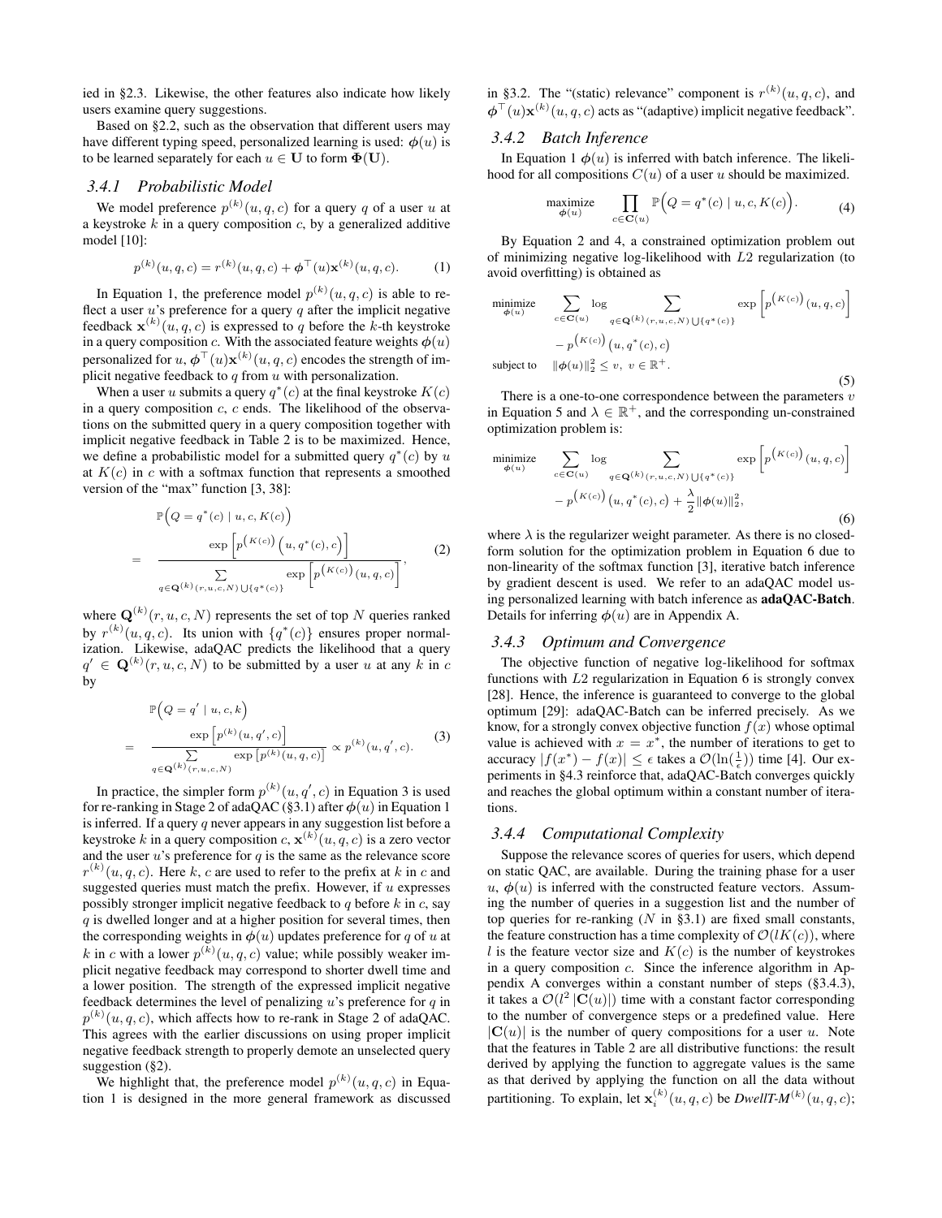ied in §2.3. Likewise, the other features also indicate how likely users examine query suggestions.

Based on §2.2, such as the observation that different users may have different typing speed, personalized learning is used: $\boldsymbol{\phi}(u)$ is to be learned separately for each $u \in \mathbf{U}$ to form $\boldsymbol{\Phi}(\mathbf{U})$.

### 3.4.1 Probabilistic Model

We model preference $p^{(k)}(u, q, c)$ for a query $q$ of a user $u$ at a keystroke $k$ in a query composition $c$, by a generalized additive model [10]:

$$p^{(k)}(u, q, c) = r^{(k)}(u, q, c) + \boldsymbol{\phi}^{\top}(u)\mathbf{x}^{(k)}(u, q, c). \tag{1}$$

In Equation 1, the preference model $p^{(k)}(u, q, c)$ is able to reflect a user $u$'s preference for a query $q$ after the implicit negative feedback $\mathbf{x}^{(k)}(u, q, c)$ is expressed to $q$ before the $k$-th keystroke in a query composition $c$. With the associated feature weights $\boldsymbol{\phi}(u)$ personalized for $u$, $\boldsymbol{\phi}^{\top}(u)\mathbf{x}^{(k)}(u, q, c)$ encodes the strength of implicit negative feedback to $q$ from $u$ with personalization.

When a user $u$ submits a query $q^*(c)$ at the final keystroke $K(c)$ in a query composition $c$, $c$ ends. The likelihood of the observations on the submitted query in a query composition together with implicit negative feedback in Table 2 is to be maximized. Hence, we define a probabilistic model for a submitted query $q^*(c)$ by $u$ at $K(c)$ in $c$ with a softmax function that represents a smoothed version of the "max" function [3, 38]:

$$\begin{aligned} &\mathbb{P}\Big(Q = q^*(c) \mid u, c, K(c)\Big) \\ = \;& \frac{\exp\Big[p^{\left(K(c)\right)}\big(u, q^*(c), c\big)\Big]}{\sum_{q \in \mathbf{Q}^{(k)}(r,u,c,N) \bigcup \{q^*(c)\}} \exp\Big[p^{\left(K(c)\right)}(u, q, c)\Big]}, \end{aligned} \tag{2}$$

where $\mathbf{Q}^{(k)}(r, u, c, N)$ represents the set of top $N$ queries ranked by $r^{(k)}(u, q, c)$. Its union with $\{q^*(c)\}$ ensures proper normalization. Likewise, adaQAC predicts the likelihood that a query $q' \in \mathbf{Q}^{(k)}(r, u, c, N)$ to be submitted by a user $u$ at any $k$ in $c$ by

$$\begin{aligned} &\mathbb{P}\Big(Q = q' \mid u, c, k\Big) \\ = \;& \frac{\exp\big[p^{(k)}(u, q', c)\big]}{\sum_{q \in \mathbf{Q}^{(k)}(r,u,c,N)} \exp\big[p^{(k)}(u, q, c)\big]} \propto p^{(k)}(u, q', c). \end{aligned} \tag{3}$$

In practice, the simpler form $p^{(k)}(u, q', c)$ in Equation 3 is used for re-ranking in Stage 2 of adaQAC (§3.1) after $\boldsymbol{\phi}(u)$ in Equation 1 is inferred. If a query $q$ never appears in any suggestion list before a keystroke $k$ in a query composition $c$, $\mathbf{x}^{(k)}(u, q, c)$ is a zero vector and the user $u$'s preference for $q$ is the same as the relevance score $r^{(k)}(u, q, c)$. Here $k$, $c$ are used to refer to the prefix at $k$ in $c$ and suggested queries must match the prefix. However, if $u$ expresses possibly stronger implicit negative feedback to $q$ before $k$ in $c$, say $q$ is dwelled longer and at a higher position for several times, then the corresponding weights in $\boldsymbol{\phi}(u)$ updates preference for $q$ of $u$ at $k$ in $c$ with a lower $p^{(k)}(u, q, c)$ value; while possibly weaker implicit negative feedback may correspond to shorter dwell time and a lower position. The strength of the expressed implicit negative feedback determines the level of penalizing $u$'s preference for $q$ in $p^{(k)}(u, q, c)$, which affects how to re-rank in Stage 2 of adaQAC. This agrees with the earlier discussions on using proper implicit negative feedback strength to properly demote an unselected query suggestion (§2).

We highlight that, the preference model $p^{(k)}(u, q, c)$ in Equation 1 is designed in the more general framework as discussed in §3.2. The "(static) relevance" component is $r^{(k)}(u, q, c)$, and $\boldsymbol{\phi}^{\top}(u)\mathbf{x}^{(k)}(u, q, c)$ acts as "(adaptive) implicit negative feedback".

### 3.4.2 Batch Inference

In Equation 1 $\boldsymbol{\phi}(u)$ is inferred with batch inference. The likelihood for all compositions $C(u)$ of a user $u$ should be maximized.

$$\underset{\boldsymbol{\phi}(u)}{\text{maximize}} \quad \prod_{c \in \mathbf{C}(u)} \mathbb{P}\Big(Q = q^*(c) \mid u, c, K(c)\Big). \tag{4}$$

By Equation 2 and 4, a constrained optimization problem out of minimizing negative log-likelihood with $L2$ regularization (to avoid overfitting) is obtained as

$$\begin{aligned} \underset{\boldsymbol{\phi}(u)}{\text{minimize}} \quad & \sum_{c \in \mathbf{C}(u)} \log \sum_{q \in \mathbf{Q}^{(k)}(r,u,c,N) \bigcup \{q^*(c)\}} \exp\Big[p^{\left(K(c)\right)}(u, q, c)\Big] \\ & - p^{\left(K(c)\right)}\big(u, q^*(c), c\big) \\ \text{subject to} \quad & \|\boldsymbol{\phi}(u)\|_2^2 \le v, \; v \in \mathbb{R}^+. \end{aligned} \tag{5}$$

There is a one-to-one correspondence between the parameters $v$ in Equation 5 and $\lambda \in \mathbb{R}^+$, and the corresponding un-constrained optimization problem is:

$$\begin{aligned} \underset{\boldsymbol{\phi}(u)}{\text{minimize}} \quad & \sum_{c \in \mathbf{C}(u)} \log \sum_{q \in \mathbf{Q}^{(k)}(r,u,c,N) \bigcup \{q^*(c)\}} \exp\Big[p^{\left(K(c)\right)}(u, q, c)\Big] \\ & - p^{\left(K(c)\right)}\big(u, q^*(c), c\big) + \frac{\lambda}{2}\|\boldsymbol{\phi}(u)\|_2^2, \end{aligned} \tag{6}$$

where $\lambda$ is the regularizer weight parameter. As there is no closed-form solution for the optimization problem in Equation 6 due to non-linearity of the softmax function [3], iterative batch inference by gradient descent is used. We refer to an adaQAC model using personalized learning with batch inference as **adaQAC-Batch**. Details for inferring $\boldsymbol{\phi}(u)$ are in Appendix A.

### 3.4.3 Optimum and Convergence

The objective function of negative log-likelihood for softmax functions with $L2$ regularization in Equation 6 is strongly convex [28]. Hence, the inference is guaranteed to converge to the global optimum [29]: adaQAC-Batch can be inferred precisely. As we know, for a strongly convex objective function $f(x)$ whose optimal value is achieved with $x = x^*$, the number of iterations to get to accuracy $|f(x^*) - f(x)| \le \epsilon$ takes a $\mathcal{O}(\ln(\frac{1}{\epsilon}))$ time [4]. Our experiments in §4.3 reinforce that, adaQAC-Batch converges quickly and reaches the global optimum within a constant number of iterations.

### 3.4.4 Computational Complexity

Suppose the relevance scores of queries for users, which depend on static QAC, are available. During the training phase for a user $u$, $\boldsymbol{\phi}(u)$ is inferred with the constructed feature vectors. Assuming the number of queries in a suggestion list and the number of top queries for re-ranking ($N$ in §3.1) are fixed small constants, the feature construction has a time complexity of $\mathcal{O}(lK(c))$, where $l$ is the feature vector size and $K(c)$ is the number of keystrokes in a query composition $c$. Since the inference algorithm in Appendix A converges within a constant number of steps (§3.4.3), it takes a $\mathcal{O}(l^2 \, |\mathbf{C}(u)|)$ time with a constant factor corresponding to the number of convergence steps or a predefined value. Here $|\mathbf{C}(u)|$ is the number of query compositions for a user $u$. Note that the features in Table 2 are all distributive functions: the result derived by applying the function to aggregate values is the same as that derived by applying the function on all the data without partitioning. To explain, let $\mathbf{x}_i^{(k)}(u, q, c)$ be *DwellT-M*$^{(k)}(u, q, c)$;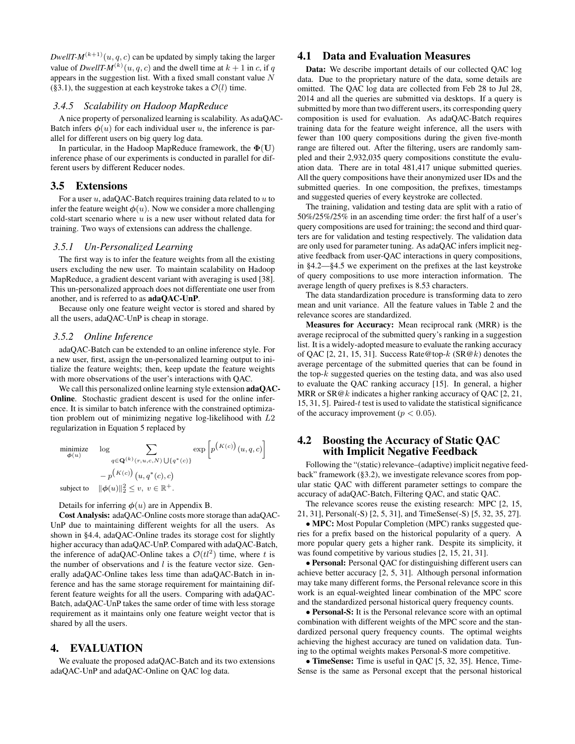*DwellT-M*$^{(k+1)}(u, q, c)$ can be updated by simply taking the larger value of *DwellT-M*$^{(k)}(u, q, c)$ and the dwell time at $k+1$ in $c$, if $q$ appears in the suggestion list. With a fixed small constant value $N$ (§3.1), the suggestion at each keystroke takes a $\mathcal{O}(l)$ time.

### 3.4.5 Scalability on Hadoop MapReduce

A nice property of personalized learning is scalability. As adaQAC-Batch infers $\boldsymbol{\phi}(u)$ for each individual user $u$, the inference is parallel for different users on big query log data.

In particular, in the Hadoop MapReduce framework, the $\boldsymbol{\Phi}(\mathbf{U})$ inference phase of our experiments is conducted in parallel for different users by different Reducer nodes.

## 3.5 Extensions

For a user $u$, adaQAC-Batch requires training data related to $u$ to infer the feature weight $\boldsymbol{\phi}(u)$. Now we consider a more challenging cold-start scenario where $u$ is a new user without related data for training. Two ways of extensions can address the challenge.

### 3.5.1 Un-Personalized Learning

The first way is to infer the feature weights from all the existing users excluding the new user. To maintain scalability on Hadoop MapReduce, a gradient descent variant with averaging is used [38]. This un-personalized approach does not differentiate one user from another, and is referred to as **adaQAC-UnP**.

Because only one feature weight vector is stored and shared by all the users, adaQAC-UnP is cheap in storage.

### 3.5.2 Online Inference

adaQAC-Batch can be extended to an online inference style. For a new user, first, assign the un-personalized learning output to initialize the feature weights; then, keep update the feature weights with more observations of the user's interactions with QAC.

We call this personalized online learning style extension **adaQAC-Online**. Stochastic gradient descent is used for the online inference. It is similar to batch inference with the constrained optimization problem out of minimizing negative log-likelihood with $L2$ regularization in Equation 5 replaced by

$$
\begin{aligned}
\underset{\boldsymbol{\phi}(u)}{\text{minimize}} \quad & \log \sum_{q \in \mathbf{Q}^{(k)}(r,u,c,N) \bigcup \{q^*(c)\}} \exp\left[p^{\left(K(c)\right)}(u,q,c)\right] \\
& - p^{\left(K(c)\right)}\left(u, q^*(c), c\right) \\
\text{subject to} \quad & \|\boldsymbol{\phi}(u)\|_2^2 \leq v,\ v \in \mathbb{R}^+.
\end{aligned}
$$

Details for inferring $\boldsymbol{\phi}(u)$ are in Appendix B.

**Cost Analysis:** adaQAC-Online costs more storage than adaQAC-UnP due to maintaining different weights for all the users. As shown in §4.4, adaQAC-Online trades its storage cost for slightly higher accuracy than adaQAC-UnP. Compared with adaQAC-Batch, the inference of adaQAC-Online takes a $\mathcal{O}(tl^2)$ time, where $t$ is the number of observations and $l$ is the feature vector size. Generally adaQAC-Online takes less time than adaQAC-Batch in inference and has the same storage requirement for maintaining different feature weights for all the users. Comparing with adaQAC-Batch, adaQAC-UnP takes the same order of time with less storage requirement as it maintains only one feature weight vector that is shared by all the users.

# 4. EVALUATION

We evaluate the proposed adaQAC-Batch and its two extensions adaQAC-UnP and adaQAC-Online on QAC log data.

## 4.1 Data and Evaluation Measures

**Data:** We describe important details of our collected QAC log data. Due to the proprietary nature of the data, some details are omitted. The QAC log data are collected from Feb 28 to Jul 28, 2014 and all the queries are submitted via desktops. If a query is submitted by more than two different users, its corresponding query composition is used for evaluation. As adaQAC-Batch requires training data for the feature weight inference, all the users with fewer than 100 query compositions during the given five-month range are filtered out. After the filtering, users are randomly sampled and their 2,932,035 query compositions constitute the evaluation data. There are in total 481,417 unique submitted queries. All the query compositions have their anonymized user IDs and the submitted queries. In one composition, the prefixes, timestamps and suggested queries of every keystroke are collected.

The training, validation and testing data are split with a ratio of 50%/25%/25% in an ascending time order: the first half of a user's query compositions are used for training; the second and third quarters are for validation and testing respectively. The validation data are only used for parameter tuning. As adaQAC infers implicit negative feedback from user-QAC interactions in query compositions, in §4.2—§4.5 we experiment on the prefixes at the last keystroke of query compositions to use more interaction information. The average length of query prefixes is 8.53 characters.

The data standardization procedure is transforming data to zero mean and unit variance. All the feature values in Table 2 and the relevance scores are standardized.

**Measures for Accuracy:** Mean reciprocal rank (MRR) is the average reciprocal of the submitted query's ranking in a suggestion list. It is a widely-adopted measure to evaluate the ranking accuracy of QAC [2, 21, 15, 31]. Success Rate@top-$k$ (SR@$k$) denotes the average percentage of the submitted queries that can be found in the top-$k$ suggested queries on the testing data, and was also used to evaluate the QAC ranking accuracy [15]. In general, a higher MRR or SR@$k$ indicates a higher ranking accuracy of QAC [2, 21, 15, 31, 5]. Paired-$t$ test is used to validate the statistical significance of the accuracy improvement ($p < 0.05$).

## 4.2 Boosting the Accuracy of Static QAC with Implicit Negative Feedback

Following the "(static) relevance–(adaptive) implicit negative feedback" framework (§3.2), we investigate relevance scores from popular static QAC with different parameter settings to compare the accuracy of adaQAC-Batch, Filtering QAC, and static QAC.

The relevance scores reuse the existing research: MPC [2, 15, 21, 31], Personal(-S) [2, 5, 31], and TimeSense(-S) [5, 32, 35, 27].

- **MPC:** Most Popular Completion (MPC) ranks suggested queries for a prefix based on the historical popularity of a query. A more popular query gets a higher rank. Despite its simplicity, it was found competitive by various studies [2, 15, 21, 31].
- **Personal:** Personal QAC for distinguishing different users can achieve better accuracy [2, 5, 31]. Although personal information may take many different forms, the Personal relevance score in this work is an equal-weighted linear combination of the MPC score and the standardized personal historical query frequency counts.
- **Personal-S:** It is the Personal relevance score with an optimal combination with different weights of the MPC score and the standardized personal query frequency counts. The optimal weights achieving the highest accuracy are tuned on validation data. Tuning to the optimal weights makes Personal-S more competitive.
- **TimeSense:** Time is useful in QAC [5, 32, 35]. Hence, TimeSense is the same as Personal except that the personal historical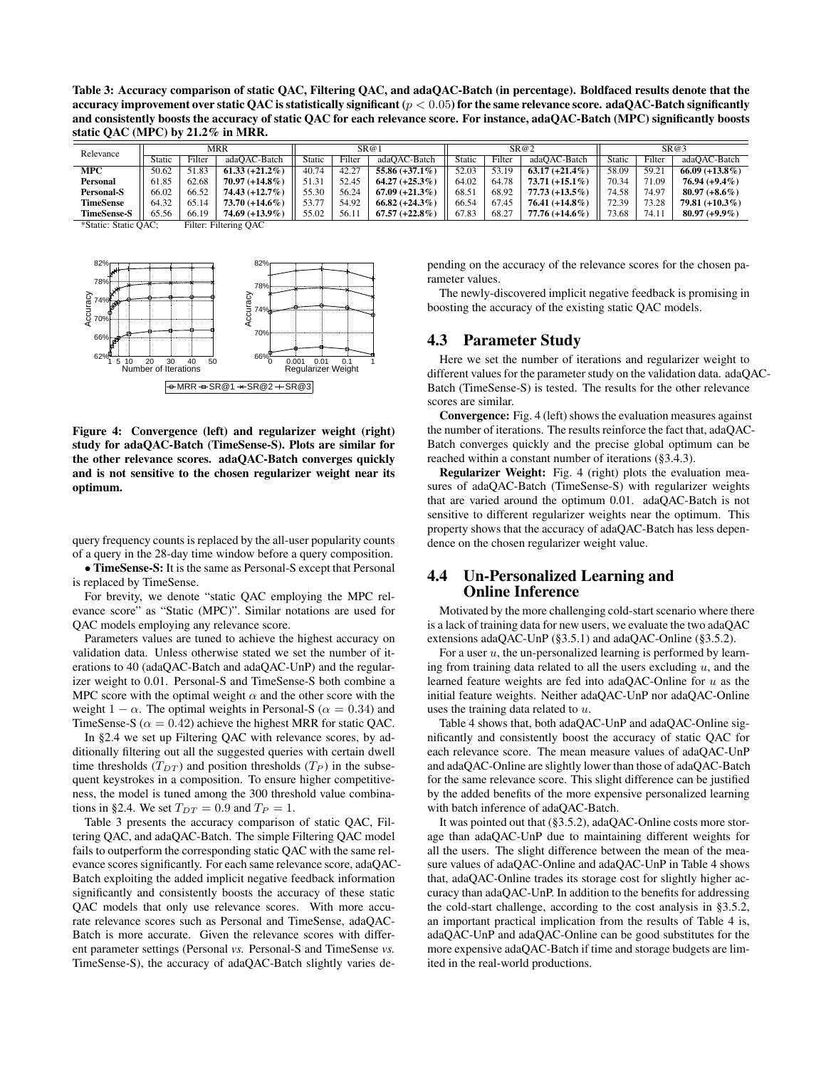**Table 3: Accuracy comparison of static QAC, Filtering QAC, and adaQAC-Batch (in percentage). Boldfaced results denote that the accuracy improvement over static QAC is statistically significant ($p < 0.05$) for the same relevance score. adaQAC-Batch significantly and consistently boosts the accuracy of static QAC for each relevance score. For instance, adaQAC-Batch (MPC) significantly boosts static QAC (MPC) by 21.2% in MRR.**

| Relevance | MRR | | | SR@1 | | | SR@2 | | | SR@3 | | |
|---|---|---|---|---|---|---|---|---|---|---|---|---|
| | Static | Filter | adaQAC-Batch | Static | Filter | adaQAC-Batch | Static | Filter | adaQAC-Batch | Static | Filter | adaQAC-Batch |
| **MPC** | 50.62 | 51.83 | **61.33 (+21.2%)** | 40.74 | 42.27 | **55.86 (+37.1%)** | 52.03 | 53.19 | **63.17 (+21.4%)** | 58.09 | 59.21 | **66.09 (+13.8%)** |
| **Personal** | 61.85 | 62.68 | **70.97 (+14.8%)** | 51.31 | 52.45 | **64.27 (+25.3%)** | 64.02 | 64.78 | **73.71 (+15.1%)** | 70.34 | 71.09 | **76.94 (+9.4%)** |
| **Personal-S** | 66.02 | 66.52 | **74.43 (+12.7%)** | 55.30 | 56.24 | **67.09 (+21.3%)** | 68.51 | 68.92 | **77.73 (+13.5%)** | 74.58 | 74.97 | **80.97 (+8.6%)** |
| **TimeSense** | 64.32 | 65.14 | **73.70 (+14.6%)** | 53.77 | 54.92 | **66.82 (+24.3%)** | 66.54 | 67.45 | **76.41 (+14.8%)** | 72.39 | 73.28 | **79.81 (+10.3%)** |
| **TimeSense-S** | 65.56 | 66.19 | **74.69 (+13.9%)** | 55.02 | 56.11 | **67.57 (+22.8%)** | 67.83 | 68.27 | **77.76 (+14.6%)** | 73.68 | 74.11 | **80.97 (+9.9%)** |

*Static: Static QAC; Filter: Filtering QAC

**Figure 4: Convergence (left) and regularizer weight (right) study for adaQAC-Batch (TimeSense-S). Plots are similar for the other relevance scores. adaQAC-Batch converges quickly and is not sensitive to the chosen regularizer weight near its optimum.**

query frequency counts is replaced by the all-user popularity counts of a query in the 28-day time window before a query composition.

• **TimeSense-S:** It is the same as Personal-S except that Personal is replaced by TimeSense.

For brevity, we denote "static QAC employing the MPC relevance score" as "Static (MPC)". Similar notations are used for QAC models employing any relevance score.

Parameters values are tuned to achieve the highest accuracy on validation data. Unless otherwise stated we set the number of iterations to 40 (adaQAC-Batch and adaQAC-UnP) and the regularizer weight to 0.01. Personal-S and TimeSense-S both combine a MPC score with the optimal weight $\alpha$ and the other score with the weight $1 - \alpha$. The optimal weights in Personal-S ($\alpha = 0.34$) and TimeSense-S ($\alpha = 0.42$) achieve the highest MRR for static QAC.

In §2.4 we set up Filtering QAC with relevance scores, by additionally filtering out all the suggested queries with certain dwell time thresholds ($T_{DT}$) and position thresholds ($T_P$) in the subsequent keystrokes in a composition. To ensure higher competitiveness, the model is tuned among the 300 threshold value combinations in §2.4. We set $T_{DT} = 0.9$ and $T_P = 1$.

Table 3 presents the accuracy comparison of static QAC, Filtering QAC, and adaQAC-Batch. The simple Filtering QAC model fails to outperform the corresponding static QAC with the same relevance scores significantly. For each same relevance score, adaQAC-Batch exploiting the added implicit negative feedback information significantly and consistently boosts the accuracy of these static QAC models that only use relevance scores. With more accurate relevance scores such as Personal and TimeSense, adaQAC-Batch is more accurate. Given the relevance scores with different parameter settings (Personal *vs.* Personal-S and TimeSense *vs.* TimeSense-S), the accuracy of adaQAC-Batch slightly varies depending on the accuracy of the relevance scores for the chosen parameter values.

The newly-discovered implicit negative feedback is promising in boosting the accuracy of the existing static QAC models.

## 4.3 Parameter Study

Here we set the number of iterations and regularizer weight to different values for the parameter study on the validation data. adaQAC-Batch (TimeSense-S) is tested. The results for the other relevance scores are similar.

**Convergence:** Fig. 4 (left) shows the evaluation measures against the number of iterations. The results reinforce the fact that, adaQAC-Batch converges quickly and the precise global optimum can be reached within a constant number of iterations (§3.4.3).

**Regularizer Weight:** Fig. 4 (right) plots the evaluation measures of adaQAC-Batch (TimeSense-S) with regularizer weights that are varied around the optimum 0.01. adaQAC-Batch is not sensitive to different regularizer weights near the optimum. This property shows that the accuracy of adaQAC-Batch has less dependence on the chosen regularizer weight value.

## 4.4 Un-Personalized Learning and Online Inference

Motivated by the more challenging cold-start scenario where there is a lack of training data for new users, we evaluate the two adaQAC extensions adaQAC-UnP (§3.5.1) and adaQAC-Online (§3.5.2).

For a user $u$, the un-personalized learning is performed by learning from training data related to all the users excluding $u$, and the learned feature weights are fed into adaQAC-Online for $u$ as the initial feature weights. Neither adaQAC-UnP nor adaQAC-Online uses the training data related to $u$.

Table 4 shows that, both adaQAC-UnP and adaQAC-Online significantly and consistently boost the accuracy of static QAC for each relevance score. The mean measure values of adaQAC-UnP and adaQAC-Online are slightly lower than those of adaQAC-Batch for the same relevance score. This slight difference can be justified by the added benefits of the more expensive personalized learning with batch inference of adaQAC-Batch.

It was pointed out that (§3.5.2), adaQAC-Online costs more storage than adaQAC-UnP due to maintaining different weights for all the users. The slight difference between the mean of the measure values of adaQAC-Online and adaQAC-UnP in Table 4 shows that, adaQAC-Online trades its storage cost for slightly higher accuracy than adaQAC-UnP. In addition to the benefits for addressing the cold-start challenge, according to the cost analysis in §3.5.2, an important practical implication from the results of Table 4 is, adaQAC-UnP and adaQAC-Online can be good substitutes for the more expensive adaQAC-Batch if time and storage budgets are limited in the real-world productions.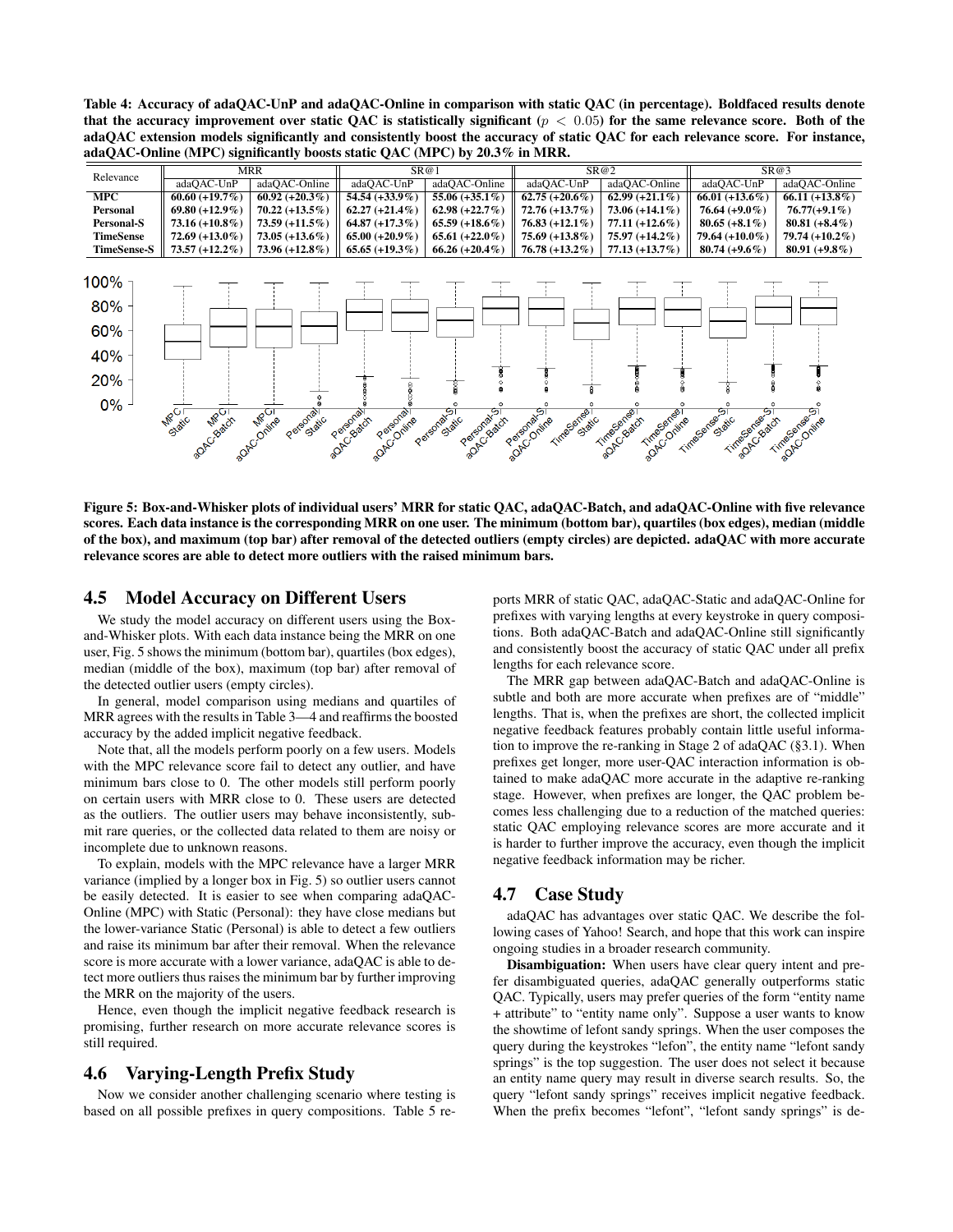**Table 4: Accuracy of adaQAC-UnP and adaQAC-Online in comparison with static QAC (in percentage). Boldfaced results denote that the accuracy improvement over static QAC is statistically significant ($p < 0.05$) for the same relevance score. Both of the adaQAC extension models significantly and consistently boost the accuracy of static QAC for each relevance score. For instance, adaQAC-Online (MPC) significantly boosts static QAC (MPC) by 20.3% in MRR.**

| Relevance | MRR | | SR@1 | | SR@2 | | SR@3 | |
|---|---|---|---|---|---|---|---|---|
| | adaQAC-UnP | adaQAC-Online | adaQAC-UnP | adaQAC-Online | adaQAC-UnP | adaQAC-Online | adaQAC-UnP | adaQAC-Online |
| **MPC** | **60.60 (+19.7%)** | **60.92 (+20.3%)** | **54.54 (+33.9%)** | **55.06 (+35.1%)** | **62.75 (+20.6%)** | **62.99 (+21.1%)** | **66.01 (+13.6%)** | **66.11 (+13.8%)** |
| **Personal** | **69.80 (+12.9%)** | **70.22 (+13.5%)** | **62.27 (+21.4%)** | **62.98 (+22.7%)** | **72.76 (+13.7%)** | **73.06 (+14.1%)** | **76.64 (+9.0%)** | **76.77(+9.1%)** |
| **Personal-S** | **73.16 (+10.8%)** | **73.59 (+11.5%)** | **64.87 (+17.3%)** | **65.59 (+18.6%)** | **76.83 (+12.1%)** | **77.11 (+12.6%)** | **80.65 (+8.1%)** | **80.81 (+8.4%)** |
| **TimeSense** | **72.69 (+13.0%)** | **73.05 (+13.6%)** | **65.00 (+20.9%)** | **65.61 (+22.0%)** | **75.69 (+13.8%)** | **75.97 (+14.2%)** | **79.64 (+10.0%)** | **79.74 (+10.2%)** |
| **TimeSense-S** | **73.57 (+12.2%)** | **73.96 (+12.8%)** | **65.65 (+19.3%)** | **66.26 (+20.4%)** | **76.78 (+13.2%)** | **77.13 (+13.7%)** | **80.74 (+9.6%)** | **80.91 (+9.8%)** |

**Figure 5: Box-and-Whisker plots of individual users' MRR for static QAC, adaQAC-Batch, and adaQAC-Online with five relevance scores. Each data instance is the corresponding MRR on one user. The minimum (bottom bar), quartiles (box edges), median (middle of the box), and maximum (top bar) after removal of the detected outliers (empty circles) are depicted. adaQAC with more accurate relevance scores are able to detect more outliers with the raised minimum bars.**

## 4.5 Model Accuracy on Different Users

We study the model accuracy on different users using the Box-and-Whisker plots. With each data instance being the MRR on one user, Fig. 5 shows the minimum (bottom bar), quartiles (box edges), median (middle of the box), maximum (top bar) after removal of the detected outlier users (empty circles).

In general, model comparison using medians and quartiles of MRR agrees with the results in Table 3—4 and reaffirms the boosted accuracy by the added implicit negative feedback.

Note that, all the models perform poorly on a few users. Models with the MPC relevance score fail to detect any outlier, and have minimum bars close to 0. The other models still perform poorly on certain users with MRR close to 0. These users are detected as the outliers. The outlier users may behave inconsistently, submit rare queries, or the collected data related to them are noisy or incomplete due to unknown reasons.

To explain, models with the MPC relevance have a larger MRR variance (implied by a longer box in Fig. 5) so outlier users cannot be easily detected. It is easier to see when comparing adaQAC-Online (MPC) with Static (Personal): they have close medians but the lower-variance Static (Personal) is able to detect a few outliers and raise its minimum bar after their removal. When the relevance score is more accurate with a lower variance, adaQAC is able to detect more outliers thus raises the minimum bar by further improving the MRR on the majority of the users.

Hence, even though the implicit negative feedback research is promising, further research on more accurate relevance scores is still required.

## 4.6 Varying-Length Prefix Study

Now we consider another challenging scenario where testing is based on all possible prefixes in query compositions. Table 5 reports MRR of static QAC, adaQAC-Static and adaQAC-Online for prefixes with varying lengths at every keystroke in query compositions. Both adaQAC-Batch and adaQAC-Online still significantly and consistently boost the accuracy of static QAC under all prefix lengths for each relevance score.

The MRR gap between adaQAC-Batch and adaQAC-Online is subtle and both are more accurate when prefixes are of "middle" lengths. That is, when the prefixes are short, the collected implicit negative feedback features probably contain little useful information to improve the re-ranking in Stage 2 of adaQAC (§3.1). When prefixes get longer, more user-QAC interaction information is obtained to make adaQAC more accurate in the adaptive re-ranking stage. However, when prefixes are longer, the QAC problem becomes less challenging due to a reduction of the matched queries: static QAC employing relevance scores are more accurate and it is harder to further improve the accuracy, even though the implicit negative feedback information may be richer.

## 4.7 Case Study

adaQAC has advantages over static QAC. We describe the following cases of Yahoo! Search, and hope that this work can inspire ongoing studies in a broader research community.

**Disambiguation:** When users have clear query intent and prefer disambiguated queries, adaQAC generally outperforms static QAC. Typically, users may prefer queries of the form "entity name + attribute" to "entity name only". Suppose a user wants to know the showtime of lefont sandy springs. When the user composes the query during the keystrokes "lefon", the entity name "lefont sandy springs" is the top suggestion. The user does not select it because an entity name query may result in diverse search results. So, the query "lefont sandy springs" receives implicit negative feedback. When the prefix becomes "lefont", "lefont sandy springs" is de-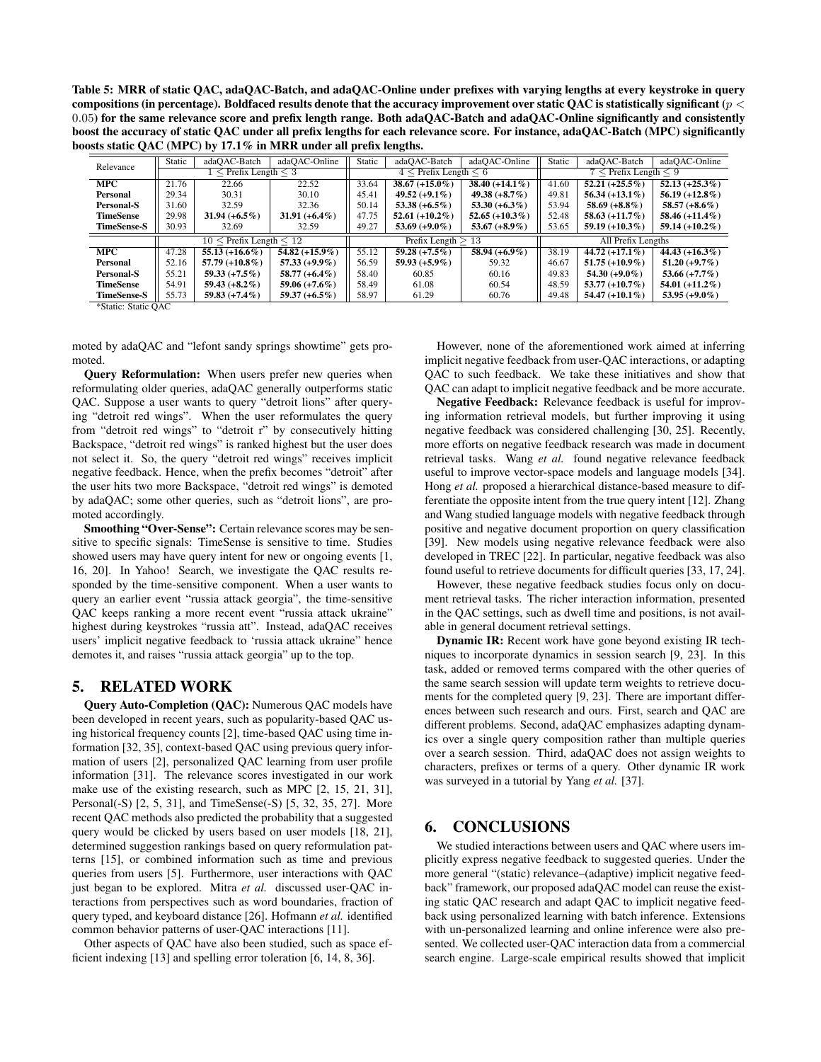**Table 5: MRR of static QAC, adaQAC-Batch, and adaQAC-Online under prefixes with varying lengths at every keystroke in query compositions (in percentage). Boldfaced results denote that the accuracy improvement over static QAC is statistically significant ($p < 0.05$) for the same relevance score and prefix length range. Both adaQAC-Batch and adaQAC-Online significantly and consistently boost the accuracy of static QAC under all prefix lengths for each relevance score. For instance, adaQAC-Batch (MPC) significantly boosts static QAC (MPC) by 17.1% in MRR under all prefix lengths.**

| Relevance | Static | adaQAC-Batch | adaQAC-Online | Static | adaQAC-Batch | adaQAC-Online | Static | adaQAC-Batch | adaQAC-Online |
|---|---|---|---|---|---|---|---|---|---|
| | $1 \leq$ Prefix Length $\leq 3$ | | | $4 \leq$ Prefix Length $\leq 6$ | | | $7 \leq$ Prefix Length $\leq 9$ | | |
| **MPC** | 21.76 | 22.66 | 22.52 | 33.64 | **38.67 (+15.0%)** | **38.40 (+14.1%)** | 41.60 | **52.21 (+25.5%)** | **52.13 (+25.3%)** |
| **Personal** | 29.34 | 30.31 | 30.10 | 45.41 | **49.52 (+9.1%)** | **49.38 (+8.7%)** | 49.81 | **56.34 (+13.1%)** | **56.19 (+12.8%)** |
| **Personal-S** | 31.60 | 32.59 | 32.36 | 50.14 | **53.38 (+6.5%)** | **53.30 (+6.3%)** | 53.94 | **58.69 (+8.8%)** | **58.57 (+8.6%)** |
| **TimeSense** | 29.98 | **31.94 (+6.5%)** | **31.91 (+6.4%)** | 47.75 | **52.61 (+10.2%)** | **52.65 (+10.3%)** | 52.48 | **58.63 (+11.7%)** | **58.46 (+11.4%)** |
| **TimeSense-S** | 30.93 | 32.69 | 32.59 | 49.27 | **53.69 (+9.0%)** | **53.67 (+8.9%)** | 53.65 | **59.19 (+10.3%)** | **59.14 (+10.2%)** |
| | $10 \leq$ Prefix Length $\leq 12$ | | | Prefix Length $\geq 13$ | | | All Prefix Lengths | | |
| **MPC** | 47.28 | **55.13 (+16.6%)** | **54.82 (+15.9%)** | 55.12 | **59.28 (+7.5%)** | **58.94 (+6.9%)** | 38.19 | **44.72 (+17.1%)** | **44.43 (+16.3%)** |
| **Personal** | 52.16 | **57.79 (+10.8%)** | **57.33 (+9.9%)** | 56.59 | **59.93 (+5.9%)** | 59.32 | 46.67 | **51.75 (+10.9%)** | **51.20 (+9.7%)** |
| **Personal-S** | 55.21 | **59.33 (+7.5%)** | **58.77 (+6.4%)** | 58.40 | 60.85 | 60.16 | 49.83 | **54.30 (+9.0%)** | **53.66 (+7.7%)** |
| **TimeSense** | 54.91 | **59.43 (+8.2%)** | **59.06 (+7.6%)** | 58.49 | 61.08 | 60.54 | 48.59 | **53.77 (+10.7%)** | **54.01 (+11.2%)** |
| **TimeSense-S** | 55.73 | **59.83 (+7.4%)** | **59.37 (+6.5%)** | 58.97 | 61.29 | 60.76 | 49.48 | **54.47 (+10.1%)** | **53.95 (+9.0%)** |

*Static: Static QAC

moted by adaQAC and "lefont sandy springs showtime" gets promoted.

**Query Reformulation:** When users prefer new queries when reformulating older queries, adaQAC generally outperforms static QAC. Suppose a user wants to query "detroit lions" after querying "detroit red wings". When the user reformulates the query from "detroit red wings" to "detroit r" by consecutively hitting Backspace, "detroit red wings" is ranked highest but the user does not select it. So, the query "detroit red wings" receives implicit negative feedback. Hence, when the prefix becomes "detroit" after the user hits two more Backspace, "detroit red wings" is demoted by adaQAC; some other queries, such as "detroit lions", are promoted accordingly.

**Smoothing "Over-Sense":** Certain relevance scores may be sensitive to specific signals: TimeSense is sensitive to time. Studies showed users may have query intent for new or ongoing events [1, 16, 20]. In Yahoo! Search, we investigate the QAC results responded by the time-sensitive component. When a user wants to query an earlier event "russia attack georgia", the time-sensitive QAC keeps ranking a more recent event "russia attack ukraine" highest during keystrokes "russia att". Instead, adaQAC receives users' implicit negative feedback to 'russia attack ukraine" hence demotes it, and raises "russia attack georgia" up to the top.

## 5. RELATED WORK

**Query Auto-Completion (QAC):** Numerous QAC models have been developed in recent years, such as popularity-based QAC using historical frequency counts [2], time-based QAC using time information [32, 35], context-based QAC using previous query information of users [2], personalized QAC learning from user profile information [31]. The relevance scores investigated in our work make use of the existing research, such as MPC [2, 15, 21, 31], Personal(-S) [2, 5, 31], and TimeSense(-S) [5, 32, 35, 27]. More recent QAC methods also predicted the probability that a suggested query would be clicked by users based on user models [18, 21], determined suggestion rankings based on query reformulation patterns [15], or combined information such as time and previous queries from users [5]. Furthermore, user interactions with QAC just began to be explored. Mitra *et al.* discussed user-QAC interactions from perspectives such as word boundaries, fraction of query typed, and keyboard distance [26]. Hofmann *et al.* identified common behavior patterns of user-QAC interactions [11].

Other aspects of QAC have also been studied, such as space efficient indexing [13] and spelling error toleration [6, 14, 8, 36].

However, none of the aforementioned work aimed at inferring implicit negative feedback from user-QAC interactions, or adapting QAC to such feedback. We take these initiatives and show that QAC can adapt to implicit negative feedback and be more accurate.

**Negative Feedback:** Relevance feedback is useful for improving information retrieval models, but further improving it using negative feedback was considered challenging [30, 25]. Recently, more efforts on negative feedback research was made in document retrieval tasks. Wang *et al.* found negative relevance feedback useful to improve vector-space models and language models [34]. Hong *et al.* proposed a hierarchical distance-based measure to differentiate the opposite intent from the true query intent [12]. Zhang and Wang studied language models with negative feedback through positive and negative document proportion on query classification [39]. New models using negative relevance feedback were also developed in TREC [22]. In particular, negative feedback was also found useful to retrieve documents for difficult queries [33, 17, 24].

However, these negative feedback studies focus only on document retrieval tasks. The richer interaction information, presented in the QAC settings, such as dwell time and positions, is not available in general document retrieval settings.

**Dynamic IR:** Recent work have gone beyond existing IR techniques to incorporate dynamics in session search [9, 23]. In this task, added or removed terms compared with the other queries of the same search session will update term weights to retrieve documents for the completed query [9, 23]. There are important differences between such research and ours. First, search and QAC are different problems. Second, adaQAC emphasizes adapting dynamics over a single query composition rather than multiple queries over a search session. Third, adaQAC does not assign weights to characters, prefixes or terms of a query. Other dynamic IR work was surveyed in a tutorial by Yang *et al.* [37].

## 6. CONCLUSIONS

We studied interactions between users and QAC where users implicitly express negative feedback to suggested queries. Under the more general "(static) relevance–(adaptive) implicit negative feedback" framework, our proposed adaQAC model can reuse the existing static QAC research and adapt QAC to implicit negative feedback using personalized learning with batch inference. Extensions with un-personalized learning and online inference were also presented. We collected user-QAC interaction data from a commercial search engine. Large-scale empirical results showed that implicit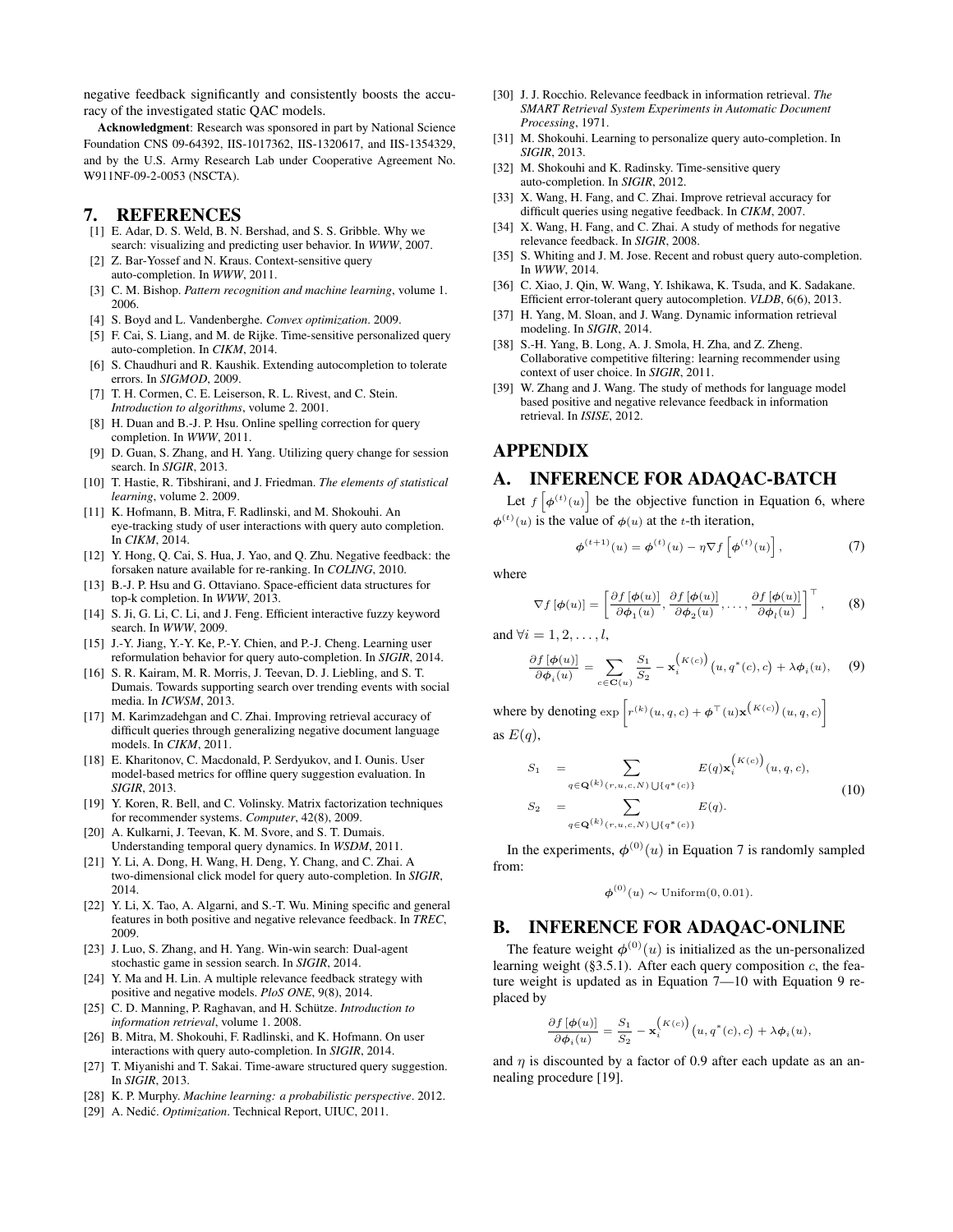negative feedback significantly and consistently boosts the accuracy of the investigated static QAC models.

**Acknowledgment**: Research was sponsored in part by National Science Foundation CNS 09-64392, IIS-1017362, IIS-1320617, and IIS-1354329, and by the U.S. Army Research Lab under Cooperative Agreement No. W911NF-09-2-0053 (NSCTA).

# 7. REFERENCES

[1] E. Adar, D. S. Weld, B. N. Bershad, and S. S. Gribble. Why we search: visualizing and predicting user behavior. In *WWW*, 2007.

[2] Z. Bar-Yossef and N. Kraus. Context-sensitive query auto-completion. In *WWW*, 2011.

[3] C. M. Bishop. *Pattern recognition and machine learning*, volume 1. 2006.

[4] S. Boyd and L. Vandenberghe. *Convex optimization*. 2009.

[5] F. Cai, S. Liang, and M. de Rijke. Time-sensitive personalized query auto-completion. In *CIKM*, 2014.

[6] S. Chaudhuri and R. Kaushik. Extending autocompletion to tolerate errors. In *SIGMOD*, 2009.

[7] T. H. Cormen, C. E. Leiserson, R. L. Rivest, and C. Stein. *Introduction to algorithms*, volume 2. 2001.

[8] H. Duan and B.-J. P. Hsu. Online spelling correction for query completion. In *WWW*, 2011.

[9] D. Guan, S. Zhang, and H. Yang. Utilizing query change for session search. In *SIGIR*, 2013.

[10] T. Hastie, R. Tibshirani, and J. Friedman. *The elements of statistical learning*, volume 2. 2009.

[11] K. Hofmann, B. Mitra, F. Radlinski, and M. Shokouhi. An eye-tracking study of user interactions with query auto completion. In *CIKM*, 2014.

[12] Y. Hong, Q. Cai, S. Hua, J. Yao, and Q. Zhu. Negative feedback: the forsaken nature available for re-ranking. In *COLING*, 2010.

[13] B.-J. P. Hsu and G. Ottaviano. Space-efficient data structures for top-k completion. In *WWW*, 2013.

[14] S. Ji, G. Li, C. Li, and J. Feng. Efficient interactive fuzzy keyword search. In *WWW*, 2009.

[15] J.-Y. Jiang, Y.-Y. Ke, P.-Y. Chien, and P.-J. Cheng. Learning user reformulation behavior for query auto-completion. In *SIGIR*, 2014.

[16] S. R. Kairam, M. R. Morris, J. Teevan, D. J. Liebling, and S. T. Dumais. Towards supporting search over trending events with social media. In *ICWSM*, 2013.

[17] M. Karimzadehgan and C. Zhai. Improving retrieval accuracy of difficult queries through generalizing negative document language models. In *CIKM*, 2011.

[18] E. Kharitonov, C. Macdonald, P. Serdyukov, and I. Ounis. User model-based metrics for offline query suggestion evaluation. In *SIGIR*, 2013.

[19] Y. Koren, R. Bell, and C. Volinsky. Matrix factorization techniques for recommender systems. *Computer*, 42(8), 2009.

[20] A. Kulkarni, J. Teevan, K. M. Svore, and S. T. Dumais. Understanding temporal query dynamics. In *WSDM*, 2011.

[21] Y. Li, A. Dong, H. Wang, H. Deng, Y. Chang, and C. Zhai. A two-dimensional click model for query auto-completion. In *SIGIR*, 2014.

[22] Y. Li, X. Tao, A. Algarni, and S.-T. Wu. Mining specific and general features in both positive and negative relevance feedback. In *TREC*, 2009.

[23] J. Luo, S. Zhang, and H. Yang. Win-win search: Dual-agent stochastic game in session search. In *SIGIR*, 2014.

[24] Y. Ma and H. Lin. A multiple relevance feedback strategy with positive and negative models. *PloS ONE*, 9(8), 2014.

[25] C. D. Manning, P. Raghavan, and H. Schütze. *Introduction to information retrieval*, volume 1. 2008.

[26] B. Mitra, M. Shokouhi, F. Radlinski, and K. Hofmann. On user interactions with query auto-completion. In *SIGIR*, 2014.

[27] T. Miyanishi and T. Sakai. Time-aware structured query suggestion. In *SIGIR*, 2013.

[28] K. P. Murphy. *Machine learning: a probabilistic perspective*. 2012.

[29] A. Nedić. *Optimization*. Technical Report, UIUC, 2011.

[30] J. J. Rocchio. Relevance feedback in information retrieval. *The SMART Retrieval System Experiments in Automatic Document Processing*, 1971.

[31] M. Shokouhi. Learning to personalize query auto-completion. In *SIGIR*, 2013.

[32] M. Shokouhi and K. Radinsky. Time-sensitive query auto-completion. In *SIGIR*, 2012.

[33] X. Wang, H. Fang, and C. Zhai. Improve retrieval accuracy for difficult queries using negative feedback. In *CIKM*, 2007.

[34] X. Wang, H. Fang, and C. Zhai. A study of methods for negative relevance feedback. In *SIGIR*, 2008.

[35] S. Whiting and J. M. Jose. Recent and robust query auto-completion. In *WWW*, 2014.

[36] C. Xiao, J. Qin, W. Wang, Y. Ishikawa, K. Tsuda, and K. Sadakane. Efficient error-tolerant query autocompletion. *VLDB*, 6(6), 2013.

[37] H. Yang, M. Sloan, and J. Wang. Dynamic information retrieval modeling. In *SIGIR*, 2014.

[38] S.-H. Yang, B. Long, A. J. Smola, H. Zha, and Z. Zheng. Collaborative competitive filtering: learning recommender using context of user choice. In *SIGIR*, 2011.

[39] W. Zhang and J. Wang. The study of methods for language model based positive and negative relevance feedback in information retrieval. In *ISISE*, 2012.

# APPENDIX

# A. INFERENCE FOR ADAQAC-BATCH

Let $f\left[\boldsymbol{\phi}^{(t)}(u)\right]$ be the objective function in Equation 6, where $\boldsymbol{\phi}^{(t)}(u)$ is the value of $\boldsymbol{\phi}(u)$ at the $t$-th iteration,

$$\boldsymbol{\phi}^{(t+1)}(u) = \boldsymbol{\phi}^{(t)}(u) - \eta \nabla f\left[\boldsymbol{\phi}^{(t)}(u)\right], \tag{7}$$

where

$$\nabla f\left[\boldsymbol{\phi}(u)\right] = \left[\frac{\partial f\left[\boldsymbol{\phi}(u)\right]}{\partial \boldsymbol{\phi}_1(u)}, \frac{\partial f\left[\boldsymbol{\phi}(u)\right]}{\partial \boldsymbol{\phi}_2(u)}, \ldots, \frac{\partial f\left[\boldsymbol{\phi}(u)\right]}{\partial \boldsymbol{\phi}_l(u)}\right]^\top, \tag{8}$$

and $\forall i = 1, 2, \ldots, l$,

$$\frac{\partial f\left[\boldsymbol{\phi}(u)\right]}{\partial \boldsymbol{\phi}_i(u)} = \sum_{c \in \mathbf{C}(u)} \frac{S_1}{S_2} - \mathbf{x}_i^{\left(K(c)\right)}\left(u, q^*(c), c\right) + \lambda \boldsymbol{\phi}_i(u), \tag{9}$$

where by denoting $\exp\left[r^{(k)}(u,q,c) + \boldsymbol{\phi}^\top(u)\mathbf{x}^{\left(K(c)\right)}(u,q,c)\right]$ as $E(q)$,

$$\begin{aligned} S_1 &= \sum_{q \in \mathbf{Q}^{(k)}(r,u,c,N) \bigcup \{q^*(c)\}} E(q)\mathbf{x}_i^{\left(K(c)\right)}(u,q,c), \\ S_2 &= \sum_{q \in \mathbf{Q}^{(k)}(r,u,c,N) \bigcup \{q^*(c)\}} E(q). \end{aligned} \tag{10}$$

In the experiments, $\boldsymbol{\phi}^{(0)}(u)$ in Equation 7 is randomly sampled from:

$$\boldsymbol{\phi}^{(0)}(u) \sim \text{Uniform}(0, 0.01).$$

# B. INFERENCE FOR ADAQAC-ONLINE

The feature weight $\boldsymbol{\phi}^{(0)}(u)$ is initialized as the un-personalized learning weight (§3.5.1). After each query composition $c$, the feature weight is updated as in Equation 7—10 with Equation 9 replaced by

$$\frac{\partial f\left[\boldsymbol{\phi}(u)\right]}{\partial \boldsymbol{\phi}_i(u)} = \frac{S_1}{S_2} - \mathbf{x}_i^{\left(K(c)\right)}\left(u, q^*(c), c\right) + \lambda \boldsymbol{\phi}_i(u),$$

and $\eta$ is discounted by a factor of 0.9 after each update as an annealing procedure [19].